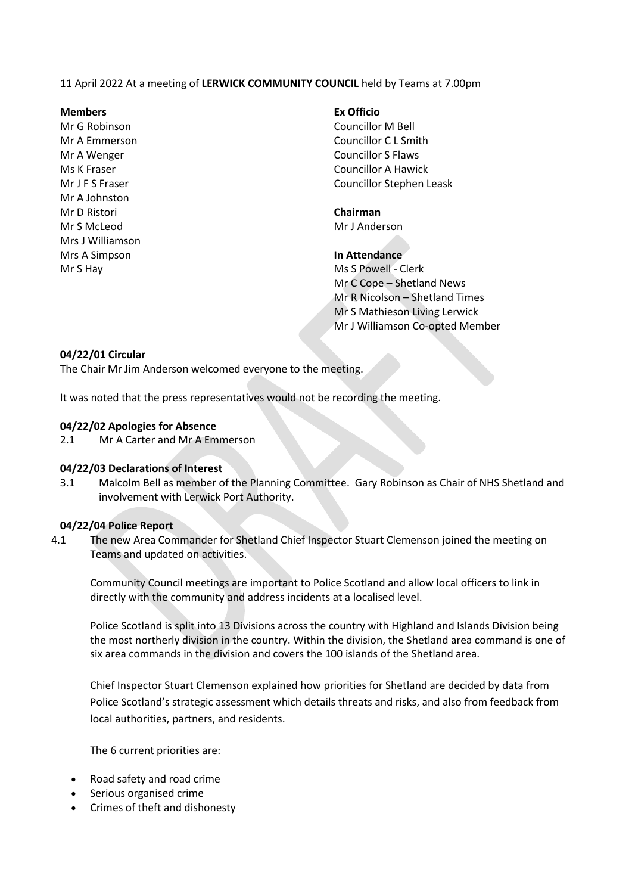11 April 2022 At a meeting of **LERWICK COMMUNITY COUNCIL** held by Teams at 7.00pm

**Members**
Mr G Robinson
Mr A Emmerson
Mr A Wenger
Ms K Fraser
Mr J F S Fraser
Mr A Johnston
Mr D Ristori
Mr S McLeod
Mrs J Williamson
Mrs A Simpson
Mr S Hay

**Ex Officio**
Councillor M Bell
Councillor C L Smith
Councillor S Flaws
Councillor A Hawick
Councillor Stephen Leask

**Chairman**
Mr J Anderson

**In Attendance**
Ms S Powell - Clerk
Mr C Cope – Shetland News
Mr R Nicolson – Shetland Times
Mr S Mathieson Living Lerwick
Mr J Williamson Co-opted Member

**04/22/01 Circular**

The Chair Mr Jim Anderson welcomed everyone to the meeting.

It was noted that the press representatives would not be recording the meeting.

**04/22/02 Apologies for Absence**

2.1 Mr A Carter and Mr A Emmerson

**04/22/03 Declarations of Interest**

3.1 Malcolm Bell as member of the Planning Committee. Gary Robinson as Chair of NHS Shetland and involvement with Lerwick Port Authority.

**04/22/04 Police Report**

4.1 The new Area Commander for Shetland Chief Inspector Stuart Clemenson joined the meeting on Teams and updated on activities.

Community Council meetings are important to Police Scotland and allow local officers to link in directly with the community and address incidents at a localised level.

Police Scotland is split into 13 Divisions across the country with Highland and Islands Division being the most northerly division in the country. Within the division, the Shetland area command is one of six area commands in the division and covers the 100 islands of the Shetland area.

Chief Inspector Stuart Clemenson explained how priorities for Shetland are decided by data from Police Scotland's strategic assessment which details threats and risks, and also from feedback from local authorities, partners, and residents.

The 6 current priorities are:

- Road safety and road crime
- Serious organised crime
- Crimes of theft and dishonesty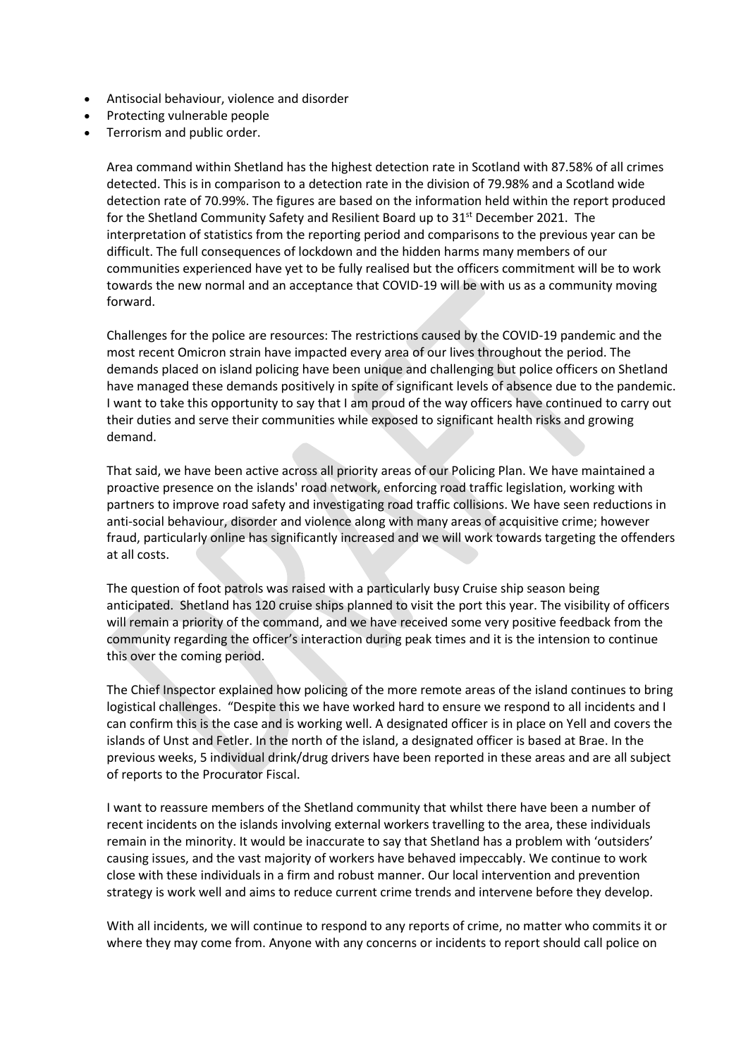- Antisocial behaviour, violence and disorder
- Protecting vulnerable people
- Terrorism and public order.

Area command within Shetland has the highest detection rate in Scotland with 87.58% of all crimes detected. This is in comparison to a detection rate in the division of 79.98% and a Scotland wide detection rate of 70.99%. The figures are based on the information held within the report produced for the Shetland Community Safety and Resilient Board up to 31st December 2021. The interpretation of statistics from the reporting period and comparisons to the previous year can be difficult. The full consequences of lockdown and the hidden harms many members of our communities experienced have yet to be fully realised but the officers commitment will be to work towards the new normal and an acceptance that COVID-19 will be with us as a community moving forward.

Challenges for the police are resources: The restrictions caused by the COVID-19 pandemic and the most recent Omicron strain have impacted every area of our lives throughout the period. The demands placed on island policing have been unique and challenging but police officers on Shetland have managed these demands positively in spite of significant levels of absence due to the pandemic. I want to take this opportunity to say that I am proud of the way officers have continued to carry out their duties and serve their communities while exposed to significant health risks and growing demand.

That said, we have been active across all priority areas of our Policing Plan. We have maintained a proactive presence on the islands' road network, enforcing road traffic legislation, working with partners to improve road safety and investigating road traffic collisions. We have seen reductions in anti-social behaviour, disorder and violence along with many areas of acquisitive crime; however fraud, particularly online has significantly increased and we will work towards targeting the offenders at all costs.

The question of foot patrols was raised with a particularly busy Cruise ship season being anticipated. Shetland has 120 cruise ships planned to visit the port this year. The visibility of officers will remain a priority of the command, and we have received some very positive feedback from the community regarding the officer's interaction during peak times and it is the intension to continue this over the coming period.

The Chief Inspector explained how policing of the more remote areas of the island continues to bring logistical challenges. "Despite this we have worked hard to ensure we respond to all incidents and I can confirm this is the case and is working well. A designated officer is in place on Yell and covers the islands of Unst and Fetler. In the north of the island, a designated officer is based at Brae. In the previous weeks, 5 individual drink/drug drivers have been reported in these areas and are all subject of reports to the Procurator Fiscal.

I want to reassure members of the Shetland community that whilst there have been a number of recent incidents on the islands involving external workers travelling to the area, these individuals remain in the minority. It would be inaccurate to say that Shetland has a problem with 'outsiders' causing issues, and the vast majority of workers have behaved impeccably. We continue to work close with these individuals in a firm and robust manner. Our local intervention and prevention strategy is work well and aims to reduce current crime trends and intervene before they develop.

With all incidents, we will continue to respond to any reports of crime, no matter who commits it or where they may come from. Anyone with any concerns or incidents to report should call police on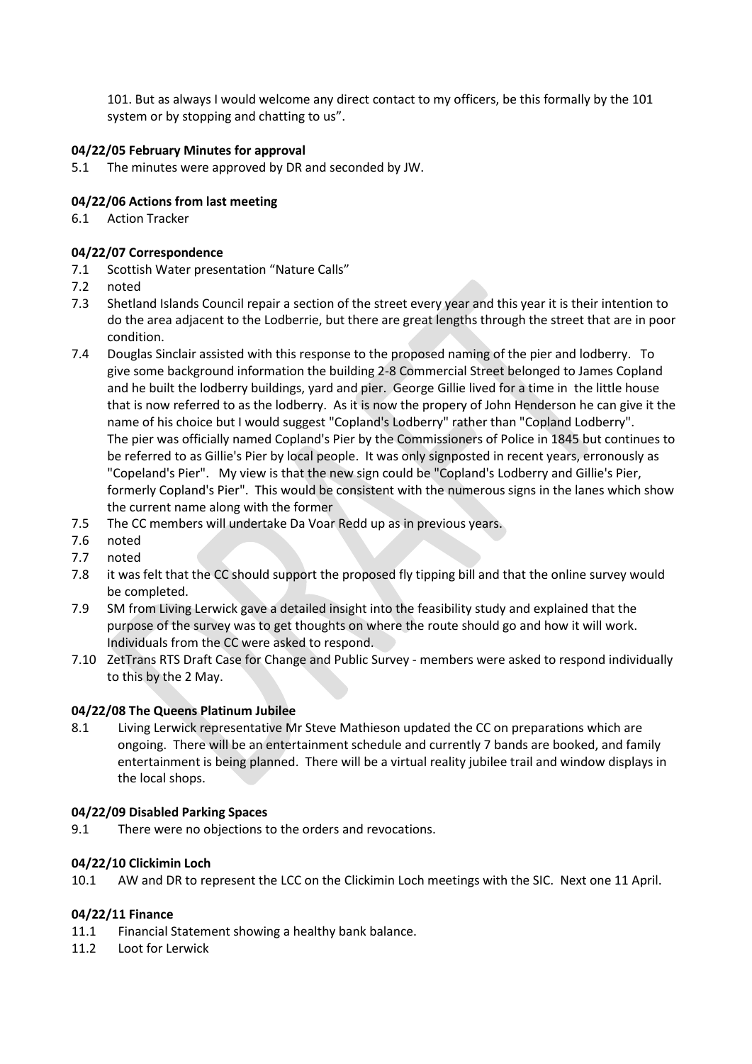101. But as always I would welcome any direct contact to my officers, be this formally by the 101 system or by stopping and chatting to us".

**04/22/05 February Minutes for approval**

5.1 The minutes were approved by DR and seconded by JW.

**04/22/06 Actions from last meeting**

6.1 Action Tracker

**04/22/07 Correspondence**

7.1 Scottish Water presentation "Nature Calls"

7.2 noted

7.3 Shetland Islands Council repair a section of the street every year and this year it is their intention to do the area adjacent to the Lodberrie, but there are great lengths through the street that are in poor condition.

7.4 Douglas Sinclair assisted with this response to the proposed naming of the pier and lodberry. To give some background information the building 2-8 Commercial Street belonged to James Copland and he built the lodberry buildings, yard and pier. George Gillie lived for a time in the little house that is now referred to as the lodberry. As it is now the propery of John Henderson he can give it the name of his choice but I would suggest "Copland's Lodberry" rather than "Copland Lodberry". The pier was officially named Copland's Pier by the Commissioners of Police in 1845 but continues to be referred to as Gillie's Pier by local people. It was only signposted in recent years, erronously as "Copeland's Pier". My view is that the new sign could be "Copland's Lodberry and Gillie's Pier, formerly Copland's Pier". This would be consistent with the numerous signs in the lanes which show the current name along with the former

7.5 The CC members will undertake Da Voar Redd up as in previous years.

7.6 noted

7.7 noted

7.8 it was felt that the CC should support the proposed fly tipping bill and that the online survey would be completed.

7.9 SM from Living Lerwick gave a detailed insight into the feasibility study and explained that the purpose of the survey was to get thoughts on where the route should go and how it will work. Individuals from the CC were asked to respond.

7.10 ZetTrans RTS Draft Case for Change and Public Survey - members were asked to respond individually to this by the 2 May.

**04/22/08 The Queens Platinum Jubilee**

8.1 Living Lerwick representative Mr Steve Mathieson updated the CC on preparations which are ongoing. There will be an entertainment schedule and currently 7 bands are booked, and family entertainment is being planned. There will be a virtual reality jubilee trail and window displays in the local shops.

**04/22/09 Disabled Parking Spaces**

9.1 There were no objections to the orders and revocations.

**04/22/10 Clickimin Loch**

10.1 AW and DR to represent the LCC on the Clickimin Loch meetings with the SIC. Next one 11 April.

**04/22/11 Finance**

11.1 Financial Statement showing a healthy bank balance.

11.2 Loot for Lerwick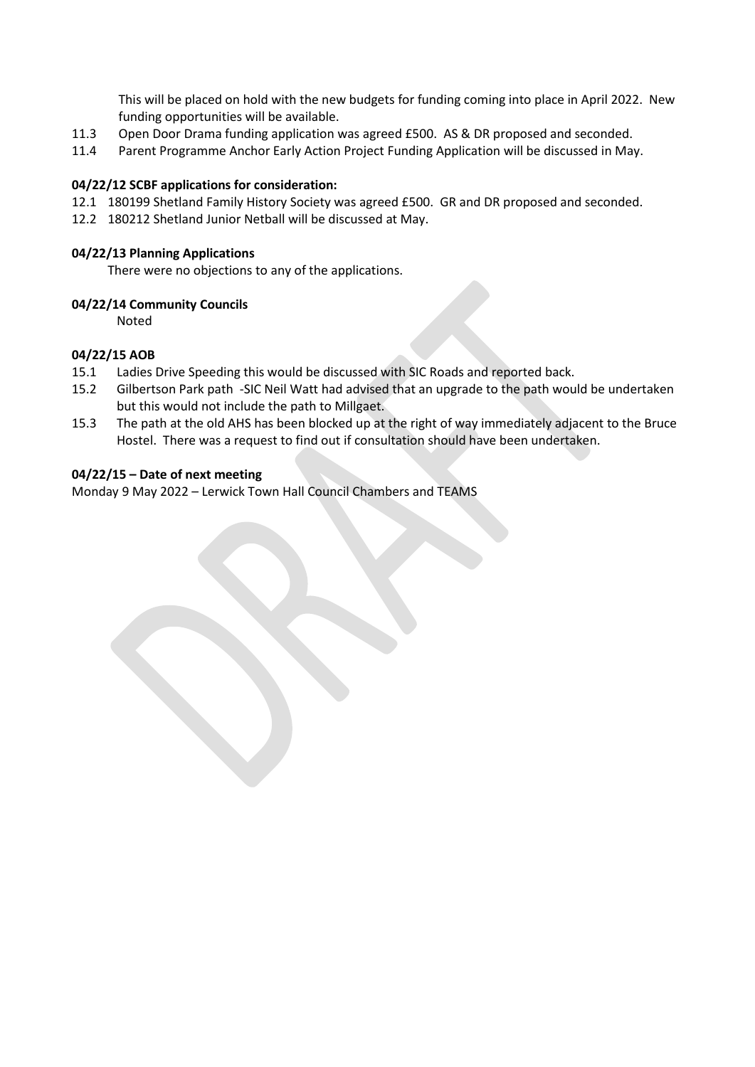This will be placed on hold with the new budgets for funding coming into place in April 2022. New funding opportunities will be available.

11.3 Open Door Drama funding application was agreed £500. AS & DR proposed and seconded.

11.4 Parent Programme Anchor Early Action Project Funding Application will be discussed in May.

**04/22/12 SCBF applications for consideration:**

12.1 180199 Shetland Family History Society was agreed £500. GR and DR proposed and seconded.

12.2 180212 Shetland Junior Netball will be discussed at May.

**04/22/13 Planning Applications**

There were no objections to any of the applications.

**04/22/14 Community Councils**

Noted

**04/22/15 AOB**

15.1 Ladies Drive Speeding this would be discussed with SIC Roads and reported back.

15.2 Gilbertson Park path -SIC Neil Watt had advised that an upgrade to the path would be undertaken but this would not include the path to Millgaet.

15.3 The path at the old AHS has been blocked up at the right of way immediately adjacent to the Bruce Hostel. There was a request to find out if consultation should have been undertaken.

**04/22/15 – Date of next meeting**

Monday 9 May 2022 – Lerwick Town Hall Council Chambers and TEAMS